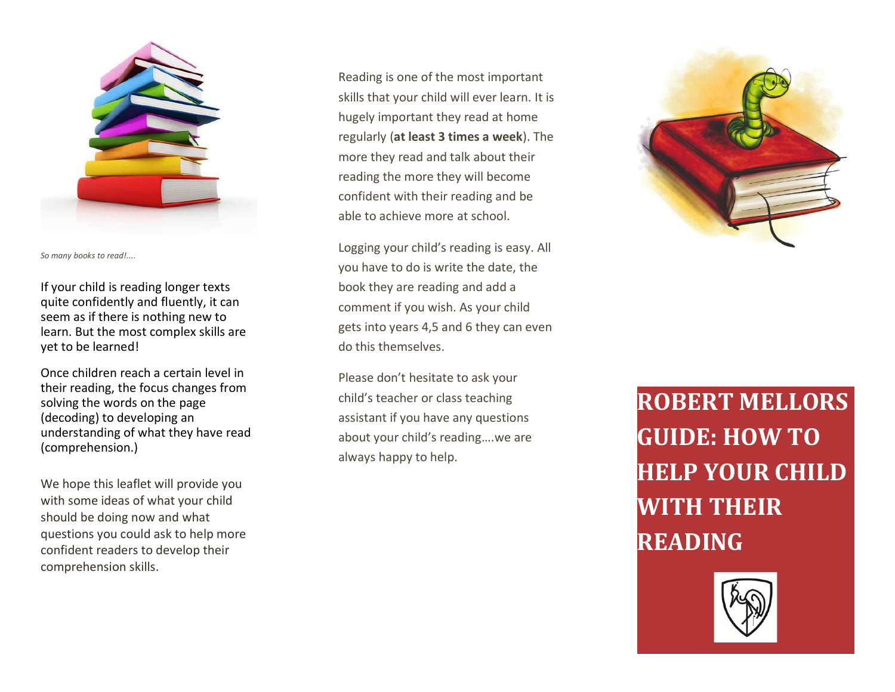*So many books to read!....*

If your child is reading longer texts quite confidently and fluently, it can seem as if there is nothing new to learn. But the most complex skills are yet to be learned!

Once children reach a certain level in their reading, the focus changes from solving the words on the page (decoding) to developing an understanding of what they have read (comprehension.)

We hope this leaflet will provide you with some ideas of what your child should be doing now and what questions you could ask to help more confident readers to develop their comprehension skills.

Reading is one of the most important skills that your child will ever learn. It is hugely important they read at home regularly (**at least 3 times a week**). The more they read and talk about their reading the more they will become confident with their reading and be able to achieve more at school.

Logging your child's reading is easy. All you have to do is write the date, the book they are reading and add a comment if you wish. As your child gets into years 4,5 and 6 they can even do this themselves.

Please don't hesitate to ask your child's teacher or class teaching assistant if you have any questions about your child's reading….we are always happy to help.

# ROBERT MELLORS GUIDE: HOW TO HELP YOUR CHILD WITH THEIR READING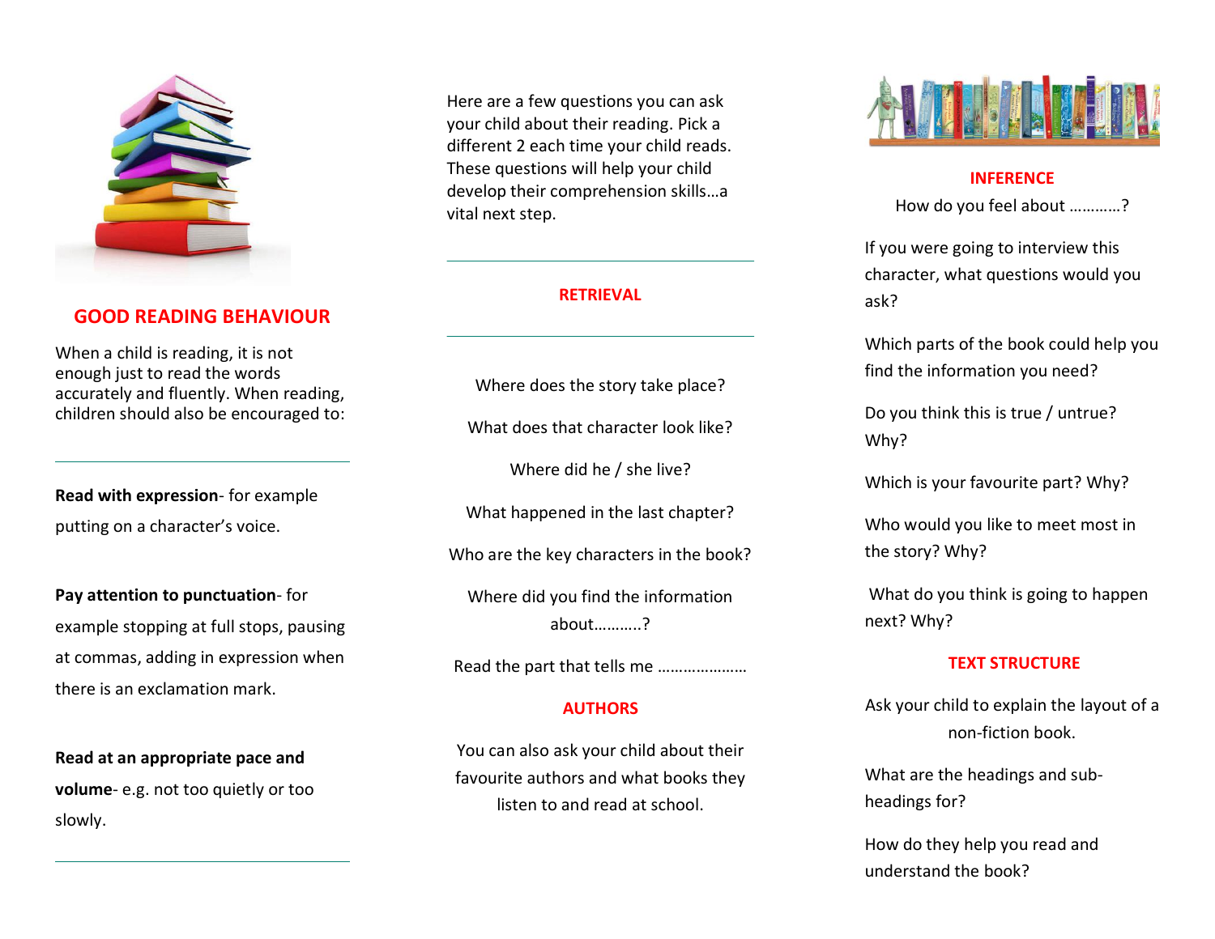## GOOD READING BEHAVIOUR

When a child is reading, it is not enough just to read the words accurately and fluently. When reading, children should also be encouraged to:

**Read with expression**- for example putting on a character's voice.

**Pay attention to punctuation**- for example stopping at full stops, pausing at commas, adding in expression when there is an exclamation mark.

**Read at an appropriate pace and volume**- e.g. not too quietly or too slowly.

Here are a few questions you can ask your child about their reading. Pick a different 2 each time your child reads. These questions will help your child develop their comprehension skills…a vital next step.

## RETRIEVAL

Where does the story take place?

What does that character look like?

Where did he / she live?

What happened in the last chapter?

Who are the key characters in the book?

Where did you find the information about………..?

Read the part that tells me …………………

## AUTHORS

You can also ask your child about their favourite authors and what books they listen to and read at school.

## INFERENCE

How do you feel about …………?

If you were going to interview this character, what questions would you ask?

Which parts of the book could help you find the information you need?

Do you think this is true / untrue? Why?

Which is your favourite part? Why?

Who would you like to meet most in the story? Why?

What do you think is going to happen next? Why?

## TEXT STRUCTURE

Ask your child to explain the layout of a non-fiction book.

What are the headings and sub-headings for?

How do they help you read and understand the book?